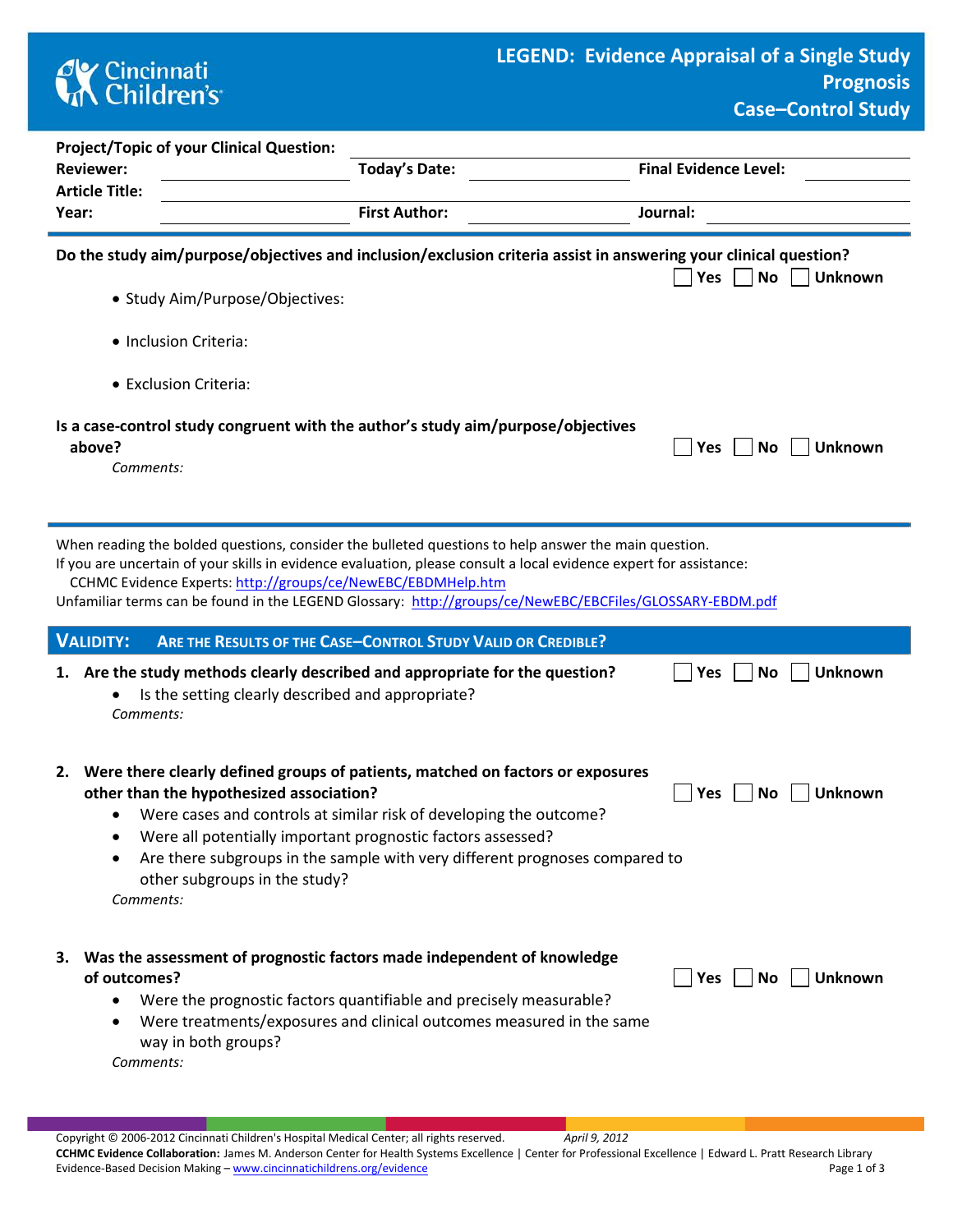# LEGEND: Evidence Appraisal of a Single Study
## Prognosis
## Case–Control Study

**Project/Topic of your Clinical Question:** ______________________

**Reviewer:** ______________ **Today's Date:** ______________ **Final Evidence Level:** ______________

**Article Title:** ______________________

**Year:** ______________ **First Author:** ______________ **Journal:** ______________

---

**Do the study aim/purpose/objectives and inclusion/exclusion criteria assist in answering your clinical question?** ☐ Yes ☐ No ☐ Unknown

- Study Aim/Purpose/Objectives:
- Inclusion Criteria:
- Exclusion Criteria:

**Is a case-control study congruent with the author's study aim/purpose/objectives above?** ☐ Yes ☐ No ☐ Unknown

*Comments:*

---

When reading the bolded questions, consider the bulleted questions to help answer the main question.
If you are uncertain of your skills in evidence evaluation, please consult a local evidence expert for assistance:
CCHMC Evidence Experts: http://groups/ce/NewEBC/EBDMHelp.htm
Unfamiliar terms can be found in the LEGEND Glossary: http://groups/ce/NewEBC/EBCFiles/GLOSSARY-EBDM.pdf

## VALIDITY: ARE THE RESULTS OF THE CASE–CONTROL STUDY VALID OR CREDIBLE?

**1. Are the study methods clearly described and appropriate for the question?** ☐ Yes ☐ No ☐ Unknown

- Is the setting clearly described and appropriate?

*Comments:*

**2. Were there clearly defined groups of patients, matched on factors or exposures other than the hypothesized association?** ☐ Yes ☐ No ☐ Unknown

- Were cases and controls at similar risk of developing the outcome?
- Were all potentially important prognostic factors assessed?
- Are there subgroups in the sample with very different prognoses compared to other subgroups in the study?

*Comments:*

**3. Was the assessment of prognostic factors made independent of knowledge of outcomes?** ☐ Yes ☐ No ☐ Unknown

- Were the prognostic factors quantifiable and precisely measurable?
- Were treatments/exposures and clinical outcomes measured in the same way in both groups?

*Comments:*

Copyright © 2006-2012 Cincinnati Children's Hospital Medical Center; all rights reserved. *April 9, 2012*
**CCHMC Evidence Collaboration:** James M. Anderson Center for Health Systems Excellence | Center for Professional Excellence | Edward L. Pratt Research Library
Evidence-Based Decision Making – www.cincinnatichildrens.org/evidence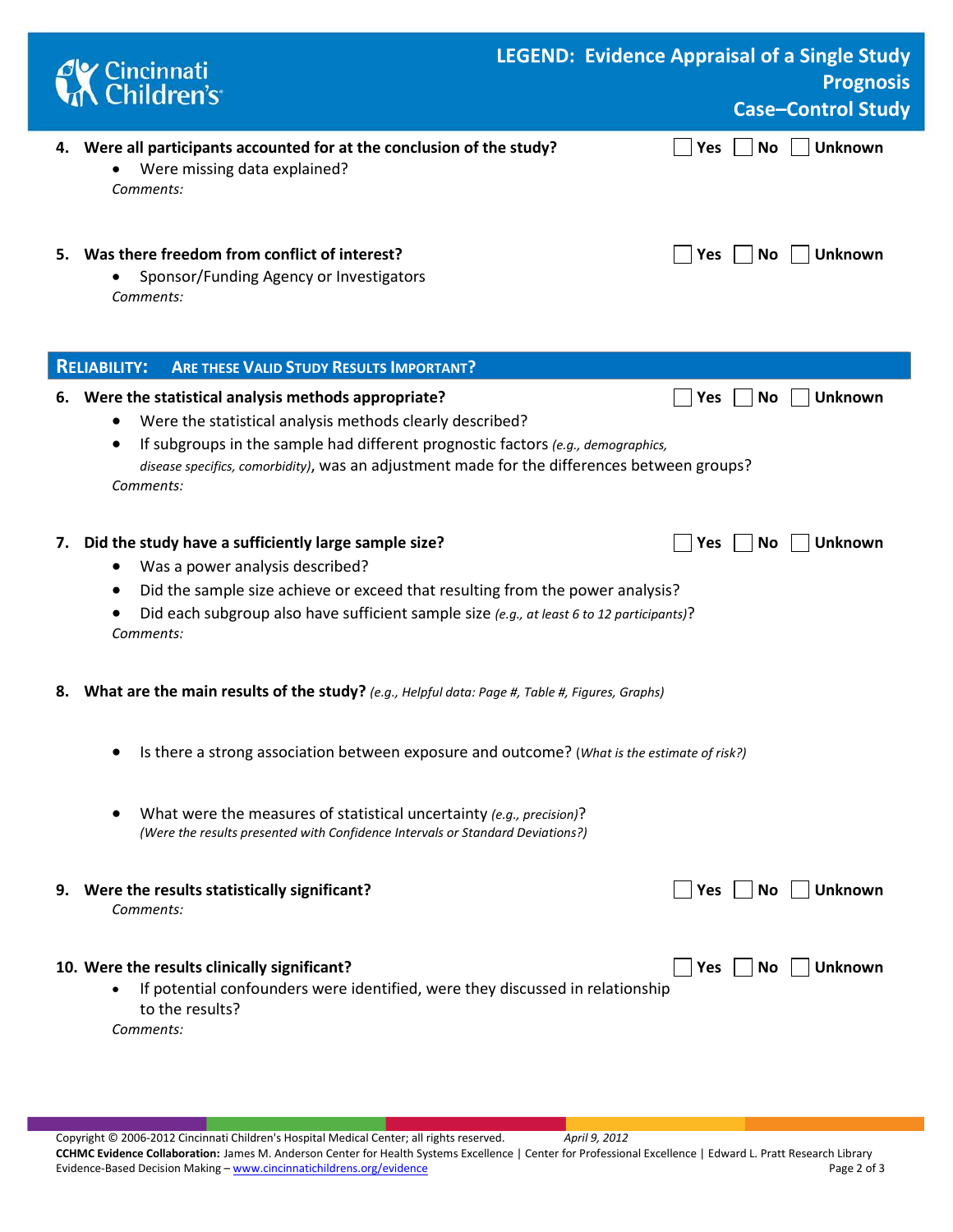**4. Were all participants accounted for at the conclusion of the study?** ☐ Yes ☐ No ☐ Unknown

- Were missing data explained?

*Comments:*

**5. Was there freedom from conflict of interest?** ☐ Yes ☐ No ☐ Unknown

- Sponsor/Funding Agency or Investigators

*Comments:*

## RELIABILITY: ARE THESE VALID STUDY RESULTS IMPORTANT?

**6. Were the statistical analysis methods appropriate?** ☐ Yes ☐ No ☐ Unknown

- Were the statistical analysis methods clearly described?
- If subgroups in the sample had different prognostic factors *(e.g., demographics, disease specifics, comorbidity)*, was an adjustment made for the differences between groups?

*Comments:*

**7. Did the study have a sufficiently large sample size?** ☐ Yes ☐ No ☐ Unknown

- Was a power analysis described?
- Did the sample size achieve or exceed that resulting from the power analysis?
- Did each subgroup also have sufficient sample size *(e.g., at least 6 to 12 participants)*?

*Comments:*

**8. What are the main results of the study?** *(e.g., Helpful data: Page #, Table #, Figures, Graphs)*

- Is there a strong association between exposure and outcome? (*What is the estimate of risk?*)
- What were the measures of statistical uncertainty *(e.g., precision)*? *(Were the results presented with Confidence Intervals or Standard Deviations?)*

**9. Were the results statistically significant?** ☐ Yes ☐ No ☐ Unknown

*Comments:*

**10. Were the results clinically significant?** ☐ Yes ☐ No ☐ Unknown

- If potential confounders were identified, were they discussed in relationship to the results?

*Comments:*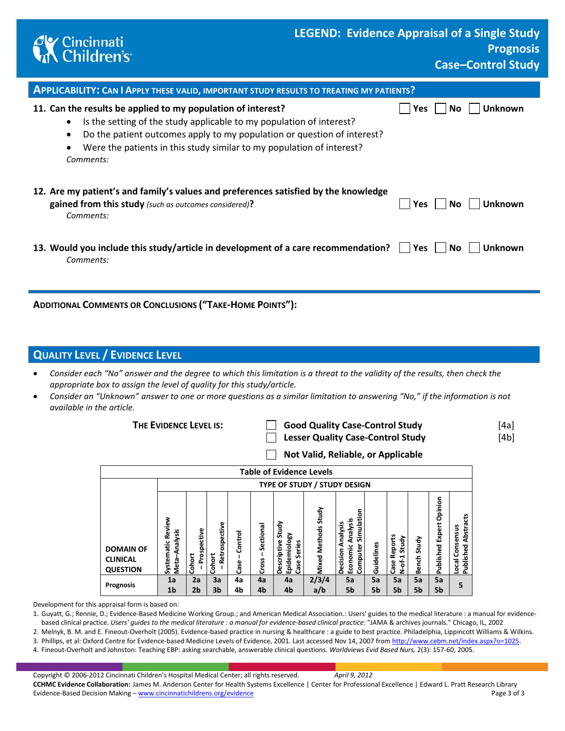# LEGEND: Evidence Appraisal of a Single Study
## Prognosis
## Case–Control Study

## APPLICABILITY: CAN I APPLY THESE VALID, IMPORTANT STUDY RESULTS TO TREATING MY PATIENTS?

**11. Can the results be applied to my population of interest?** ☐ Yes ☐ No ☐ Unknown

- Is the setting of the study applicable to my population of interest?
- Do the patient outcomes apply to my population or question of interest?
- Were the patients in this study similar to my population of interest?

*Comments:*

**12. Are my patient's and family's values and preferences satisfied by the knowledge gained from this study** *(such as outcomes considered)***?** ☐ Yes ☐ No ☐ Unknown

*Comments:*

**13. Would you include this study/article in development of a care recommendation?** ☐ Yes ☐ No ☐ Unknown

*Comments:*

**ADDITIONAL COMMENTS OR CONCLUSIONS ("TAKE-HOME POINTS"):**

## QUALITY LEVEL / EVIDENCE LEVEL

- *Consider each "No" answer and the degree to which this limitation is a threat to the validity of the results, then check the appropriate box to assign the level of quality for this study/article.*
- *Consider an "Unknown" answer to one or more questions as a similar limitation to answering "No," if the information is not available in the article.*

**THE EVIDENCE LEVEL IS:**

☐ **Good Quality Case-Control Study** [4a]
☐ **Lesser Quality Case-Control Study** [4b]

☐ **Not Valid, Reliable, or Applicable**

| Table of Evidence Levels | | | | | | | | | | | | | |
|---|---|---|---|---|---|---|---|---|---|---|---|---|---|
| | TYPE OF STUDY / STUDY DESIGN | | | | | | | | | | | | |
| DOMAIN OF CLINICAL QUESTION | Systematic Review Meta–Analysis | Cohort – Prospective | Cohort – Retrospective | Case – Control | Cross – Sectional | Descriptive Study Epidemiology Case Series | Mixed Methods Study | Decision Analysis Economic Analysis Computer Simulation | Guidelines | Case Reports N-of-1 Study | Bench Study | Published Expert Opinion | Local Consensus Published Abstracts |
| Prognosis | 1a 1b | 2a 2b | 3a 3b | 4a 4b | 4a 4b | 4a 4b | 2/3/4 a/b | 5a 5b | 5a 5b | 5a 5b | 5a 5b | 5a 5b | 5 |

Development for this appraisal form is based on:

1. Guyatt, G.; Rennie, D.; Evidence-Based Medicine Working Group.; and American Medical Association.: Users' guides to the medical literature : a manual for evidence-based clinical practice. *Users' guides to the medical literature : a manual for evidence-based clinical practice:* "JAMA & archives journals." Chicago, IL, 2002
2. Melnyk, B. M. and E. Fineout-Overholt (2005). Evidence-based practice in nursing & healthcare : a guide to best practice. Philadelphia, Lippincott Williams & Wilkins.
3. Phillips, et al: Oxford Centre for Evidence-based Medicine Levels of Evidence, 2001. Last accessed Nov 14, 2007 from http://www.cebm.net/index.aspx?o=1025.
4. Fineout-Overholt and Johnston: Teaching EBP: asking searchable, answerable clinical questions. *Worldviews Evid Based Nurs,* 2(3): 157-60, 2005.

Copyright © 2006-2012 Cincinnati Children's Hospital Medical Center; all rights reserved. *April 9, 2012*
**CCHMC Evidence Collaboration:** James M. Anderson Center for Health Systems Excellence | Center for Professional Excellence | Edward L. Pratt Research Library
Evidence-Based Decision Making – www.cincinnatichildrens.org/evidence